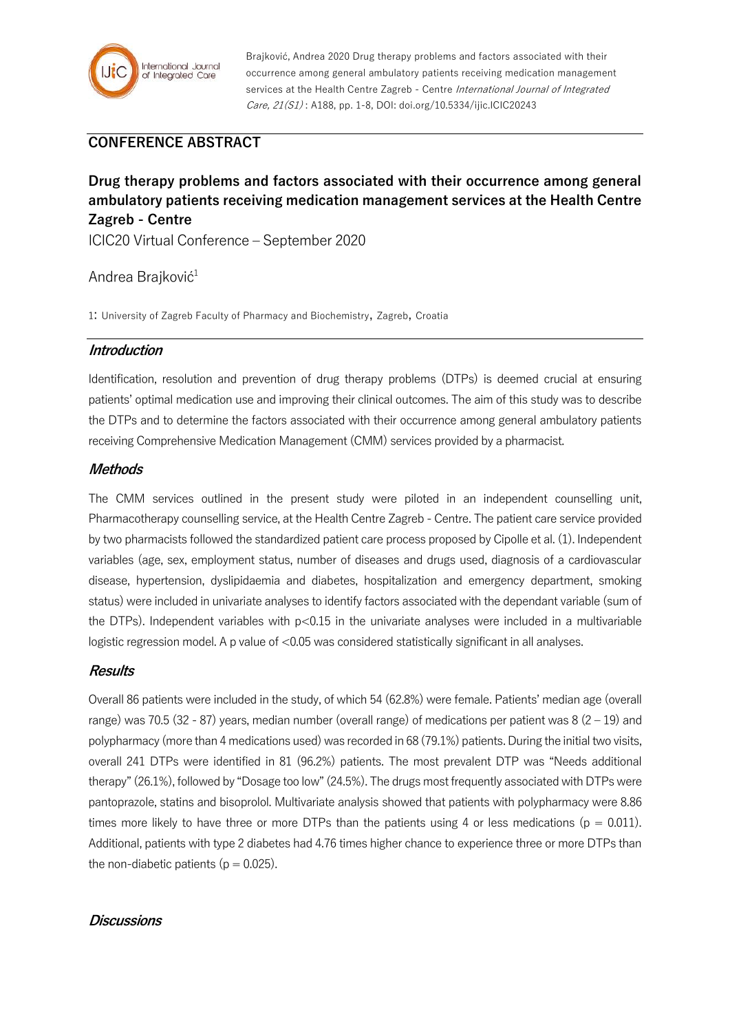Brajković, Andrea 2020 Drug therapy problems and factors associated with their occurrence among general ambulatory patients receiving medication management services at the Health Centre Zagreb - Centre *International Journal of Integrated Care, 21(S1)* : A188, pp. 1-8, DOI: doi.org/10.5334/ijic.ICIC20243

## CONFERENCE ABSTRACT

# Drug therapy problems and factors associated with their occurrence among general ambulatory patients receiving medication management services at the Health Centre Zagreb - Centre

ICIC20 Virtual Conference – September 2020

Andrea Brajković[1]

1: University of Zagreb Faculty of Pharmacy and Biochemistry, Zagreb, Croatia

## *Introduction*

Identification, resolution and prevention of drug therapy problems (DTPs) is deemed crucial at ensuring patients' optimal medication use and improving their clinical outcomes. The aim of this study was to describe the DTPs and to determine the factors associated with their occurrence among general ambulatory patients receiving Comprehensive Medication Management (CMM) services provided by a pharmacist.

## *Methods*

The CMM services outlined in the present study were piloted in an independent counselling unit, Pharmacotherapy counselling service, at the Health Centre Zagreb - Centre. The patient care service provided by two pharmacists followed the standardized patient care process proposed by Cipolle et al. (1). Independent variables (age, sex, employment status, number of diseases and drugs used, diagnosis of a cardiovascular disease, hypertension, dyslipidaemia and diabetes, hospitalization and emergency department, smoking status) were included in univariate analyses to identify factors associated with the dependant variable (sum of the DTPs). Independent variables with $p<0.15$ in the univariate analyses were included in a multivariable logistic regression model. A p value of $<0.05$ was considered statistically significant in all analyses.

## *Results*

Overall 86 patients were included in the study, of which 54 (62.8%) were female. Patients' median age (overall range) was 70.5 (32 - 87) years, median number (overall range) of medications per patient was 8 (2 – 19) and polypharmacy (more than 4 medications used) was recorded in 68 (79.1%) patients. During the initial two visits, overall 241 DTPs were identified in 81 (96.2%) patients. The most prevalent DTP was "Needs additional therapy" (26.1%), followed by "Dosage too low" (24.5%). The drugs most frequently associated with DTPs were pantoprazole, statins and bisoprolol. Multivariate analysis showed that patients with polypharmacy were 8.86 times more likely to have three or more DTPs than the patients using 4 or less medications ($p = 0.011$). Additional, patients with type 2 diabetes had 4.76 times higher chance to experience three or more DTPs than the non-diabetic patients ($p = 0.025$).

## *Discussions*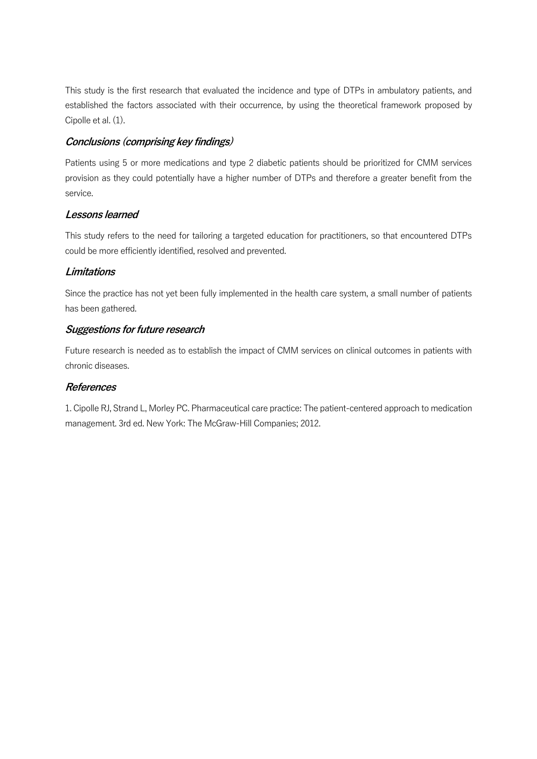This study is the first research that evaluated the incidence and type of DTPs in ambulatory patients, and established the factors associated with their occurrence, by using the theoretical framework proposed by Cipolle et al. (1).

### *Conclusions (comprising key findings)*

Patients using 5 or more medications and type 2 diabetic patients should be prioritized for CMM services provision as they could potentially have a higher number of DTPs and therefore a greater benefit from the service.

### *Lessons learned*

This study refers to the need for tailoring a targeted education for practitioners, so that encountered DTPs could be more efficiently identified, resolved and prevented.

### *Limitations*

Since the practice has not yet been fully implemented in the health care system, a small number of patients has been gathered.

### *Suggestions for future research*

Future research is needed as to establish the impact of CMM services on clinical outcomes in patients with chronic diseases.

### *References*

1. Cipolle RJ, Strand L, Morley PC. Pharmaceutical care practice: The patient-centered approach to medication management. 3rd ed. New York: The McGraw-Hill Companies; 2012.